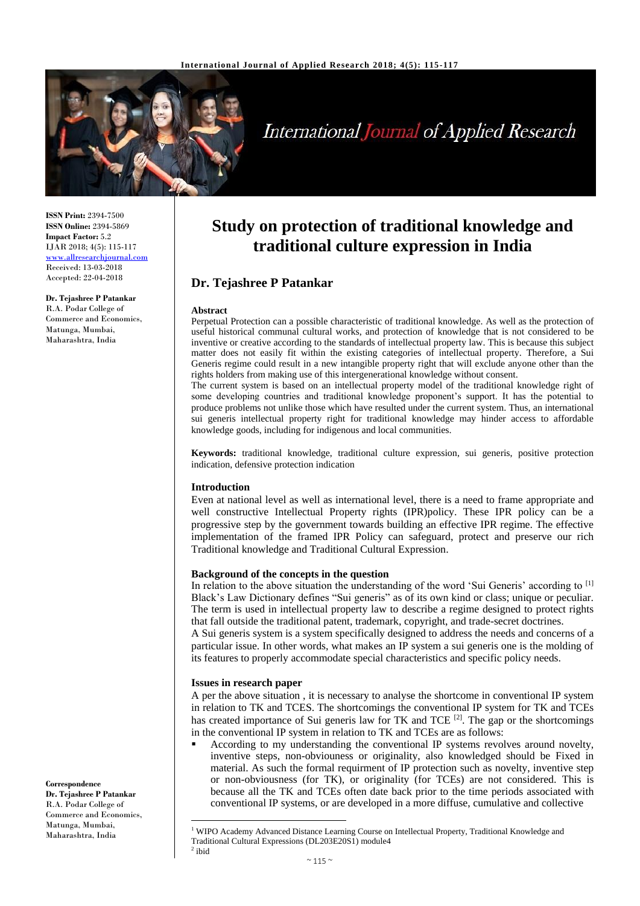# Study on protection of traditional knowledge and traditional culture expression in India

**Dr. Tejashree P Patankar**

ISSN Print: 2394-7500
ISSN Online: 2394-5869
Impact Factor: 5.2
IJAR 2018; 4(5): 115-117
www.allresearchjournal.com
Received: 13-03-2018
Accepted: 22-04-2018

**Dr. Tejashree P Patankar**
R.A. Podar College of Commerce and Economics, Matunga, Mumbai, Maharashtra, India

**Correspondence**
**Dr. Tejashree P Patankar**
R.A. Podar College of Commerce and Economics, Matunga, Mumbai, Maharashtra, India

### Abstract

Perpetual Protection can a possible characteristic of traditional knowledge. As well as the protection of useful historical communal cultural works, and protection of knowledge that is not considered to be inventive or creative according to the standards of intellectual property law. This is because this subject matter does not easily fit within the existing categories of intellectual property. Therefore, a Sui Generis regime could result in a new intangible property right that will exclude anyone other than the rights holders from making use of this intergenerational knowledge without consent.

The current system is based on an intellectual property model of the traditional knowledge right of some developing countries and traditional knowledge proponent's support. It has the potential to produce problems not unlike those which have resulted under the current system. Thus, an international sui generis intellectual property right for traditional knowledge may hinder access to affordable knowledge goods, including for indigenous and local communities.

**Keywords:** traditional knowledge, traditional culture expression, sui generis, positive protection indication, defensive protection indication

### Introduction

Even at national level as well as international level, there is a need to frame appropriate and well constructive Intellectual Property rights (IPR)policy. These IPR policy can be a progressive step by the government towards building an effective IPR regime. The effective implementation of the framed IPR Policy can safeguard, protect and preserve our rich Traditional knowledge and Traditional Cultural Expression.

### Background of the concepts in the question

In relation to the above situation the understanding of the word 'Sui Generis' according to [1] Black's Law Dictionary defines "Sui generis" as of its own kind or class; unique or peculiar. The term is used in intellectual property law to describe a regime designed to protect rights that fall outside the traditional patent, trademark, copyright, and trade-secret doctrines.

A Sui generis system is a system specifically designed to address the needs and concerns of a particular issue. In other words, what makes an IP system a sui generis one is the molding of its features to properly accommodate special characteristics and specific policy needs.

### Issues in research paper

A per the above situation , it is necessary to analyse the shortcome in conventional IP system in relation to TK and TCES. The shortcomings the conventional IP system for TK and TCEs has created importance of Sui generis law for TK and TCE [2]. The gap or the shortcomings in the conventional IP system in relation to TK and TCEs are as follows:

- According to my understanding the conventional IP systems revolves around novelty, inventive steps, non-obviouness or originality, also knowledged should be Fixed in material. As such the formal requirment of IP protection such as novelty, inventive step or non-obviousness (for TK), or originality (for TCEs) are not considered. This is because all the TK and TCEs often date back prior to the time periods associated with conventional IP systems, or are developed in a more diffuse, cumulative and collective

[1] WIPO Academy Advanced Distance Learning Course on Intellectual Property, Traditional Knowledge and Traditional Cultural Expressions (DL203E20S1) module4
[2] ibid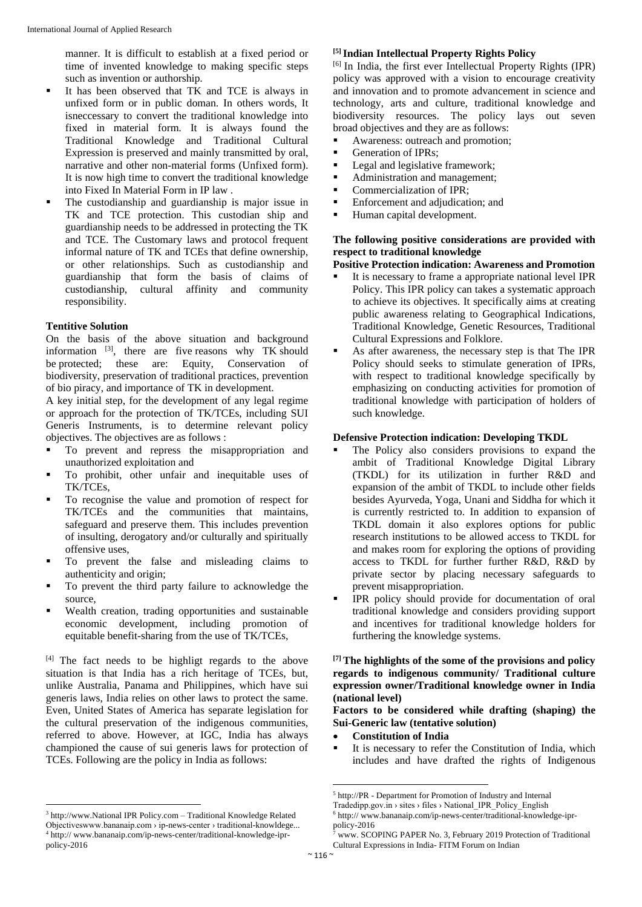manner. It is difficult to establish at a fixed period or time of invented knowledge to making specific steps such as invention or authorship.

- It has been observed that TK and TCE is always in unfixed form or in public doman. In others words, It isneccessary to convert the traditional knowledge into fixed in material form. It is always found the Traditional Knowledge and Traditional Cultural Expression is preserved and mainly transmitted by oral, narrative and other non-material forms (Unfixed form). It is now high time to convert the traditional knowledge into Fixed In Material Form in IP law .
- The custodianship and guardianship is major issue in TK and TCE protection. This custodian ship and guardianship needs to be addressed in protecting the TK and TCE. The Customary laws and protocol frequent informal nature of TK and TCEs that define ownership, or other relationships. Such as custodianship and guardianship that form the basis of claims of custodianship, cultural affinity and community responsibility.

**Tentitive Solution**

On the basis of the above situation and background information [3], there are five reasons why TK should be protected; these are: Equity, Conservation of biodiversity, preservation of traditional practices, prevention of bio piracy, and importance of TK in development.

A key initial step, for the development of any legal regime or approach for the protection of TK/TCEs, including SUI Generis Instruments, is to determine relevant policy objectives. The objectives are as follows :

- To prevent and repress the misappropriation and unauthorized exploitation and
- To prohibit, other unfair and inequitable uses of TK/TCEs,
- To recognise the value and promotion of respect for TK/TCEs and the communities that maintains, safeguard and preserve them. This includes prevention of insulting, derogatory and/or culturally and spiritually offensive uses,
- To prevent the false and misleading claims to authenticity and origin;
- To prevent the third party failure to acknowledge the source,
- Wealth creation, trading opportunities and sustainable economic development, including promotion of equitable benefit-sharing from the use of TK/TCEs,

[4] The fact needs to be highligt regards to the above situation is that India has a rich heritage of TCEs, but, unlike Australia, Panama and Philippines, which have sui generis laws, India relies on other laws to protect the same. Even, United States of America has separate legislation for the cultural preservation of the indigenous communities, referred to above. However, at IGC, India has always championed the cause of sui generis laws for protection of TCEs. Following are the policy in India as follows:

**[5] Indian Intellectual Property Rights Policy**

[6] In India, the first ever Intellectual Property Rights (IPR) policy was approved with a vision to encourage creativity and innovation and to promote advancement in science and technology, arts and culture, traditional knowledge and biodiversity resources. The policy lays out seven broad objectives and they are as follows:

- Awareness: outreach and promotion;
- Generation of IPRs;
- Legal and legislative framework;
- Administration and management;
- Commercialization of IPR;
- Enforcement and adjudication; and
- Human capital development.

**The following positive considerations are provided with respect to traditional knowledge**

**Positive Protection indication: Awareness and Promotion**

- It is necessary to frame a appropriate national level IPR Policy. This IPR policy can takes a systematic approach to achieve its objectives. It specifically aims at creating public awareness relating to Geographical Indications, Traditional Knowledge, Genetic Resources, Traditional Cultural Expressions and Folklore.
- As after awareness, the necessary step is that The IPR Policy should seeks to stimulate generation of IPRs, with respect to traditional knowledge specifically by emphasizing on conducting activities for promotion of traditional knowledge with participation of holders of such knowledge.

**Defensive Protection indication: Developing TKDL**

- The Policy also considers provisions to expand the ambit of Traditional Knowledge Digital Library (TKDL) for its utilization in further R&D and expansion of the ambit of TKDL to include other fields besides Ayurveda, Yoga, Unani and Siddha for which it is currently restricted to. In addition to expansion of TKDL domain it also explores options for public research institutions to be allowed access to TKDL for and makes room for exploring the options of providing access to TKDL for further further R&D, R&D by private sector by placing necessary safeguards to prevent misappropriation.
- IPR policy should provide for documentation of oral traditional knowledge and considers providing support and incentives for traditional knowledge holders for furthering the knowledge systems.

**[7] The highlights of the some of the provisions and policy regards to indigenous community/ Traditional culture expression owner/Traditional knowledge owner in India (national level)**

**Factors to be considered while drafting (shaping) the Sui-Generic law (tentative solution)**

- **Constitution of India**
- It is necessary to refer the Constitution of India, which includes and have drafted the rights of Indigenous

---

[3] http://www.National IPR Policy.com – Traditional Knowledge Related Objectiveswww.bananaip.com › ip-news-center › traditional-knowldege...

[4] http:// www.bananaip.com/ip-news-center/traditional-knowledge-ipr-policy-2016

[5] http://PR - Department for Promotion of Industry and Internal Tradedipp.gov.in › sites › files › National_IPR_Policy_English

[6] http:// www.bananaip.com/ip-news-center/traditional-knowledge-ipr-policy-2016

[7] www. SCOPING PAPER No. 3, February 2019 Protection of Traditional Cultural Expressions in India- FITM Forum on Indian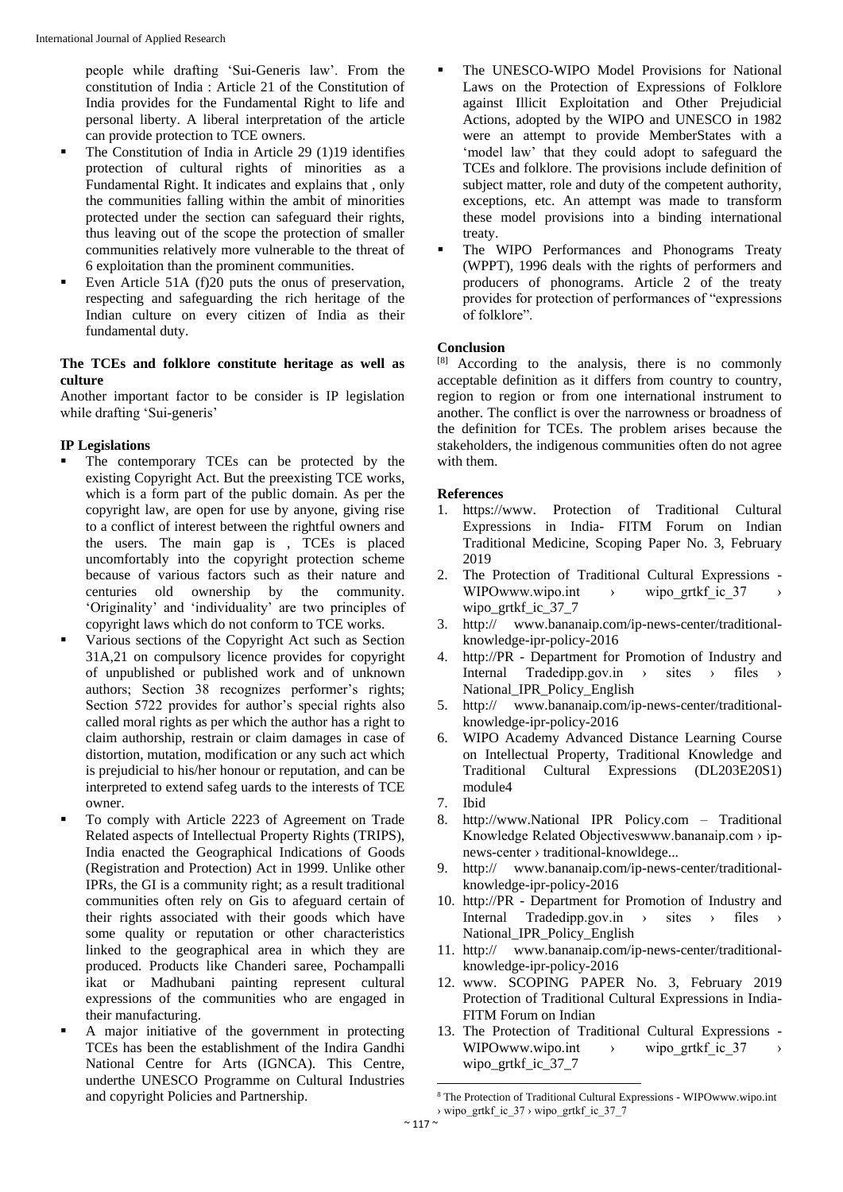people while drafting 'Sui-Generis law'. From the constitution of India : Article 21 of the Constitution of India provides for the Fundamental Right to life and personal liberty. A liberal interpretation of the article can provide protection to TCE owners.

- The Constitution of India in Article 29 (1)19 identifies protection of cultural rights of minorities as a Fundamental Right. It indicates and explains that , only the communities falling within the ambit of minorities protected under the section can safeguard their rights, thus leaving out of the scope the protection of smaller communities relatively more vulnerable to the threat of 6 exploitation than the prominent communities.
- Even Article 51A (f)20 puts the onus of preservation, respecting and safeguarding the rich heritage of the Indian culture on every citizen of India as their fundamental duty.

**The TCEs and folklore constitute heritage as well as culture**

Another important factor to be consider is IP legislation while drafting 'Sui-generis'

**IP Legislations**

- The contemporary TCEs can be protected by the existing Copyright Act. But the preexisting TCE works, which is a form part of the public domain. As per the copyright law, are open for use by anyone, giving rise to a conflict of interest between the rightful owners and the users. The main gap is , TCEs is placed uncomfortably into the copyright protection scheme because of various factors such as their nature and centuries old ownership by the community. 'Originality' and 'individuality' are two principles of copyright laws which do not conform to TCE works.
- Various sections of the Copyright Act such as Section 31A,21 on compulsory licence provides for copyright of unpublished or published work and of unknown authors; Section 38 recognizes performer's rights; Section 5722 provides for author's special rights also called moral rights as per which the author has a right to claim authorship, restrain or claim damages in case of distortion, mutation, modification or any such act which is prejudicial to his/her honour or reputation, and can be interpreted to extend safeg uards to the interests of TCE owner.
- To comply with Article 2223 of Agreement on Trade Related aspects of Intellectual Property Rights (TRIPS), India enacted the Geographical Indications of Goods (Registration and Protection) Act in 1999. Unlike other IPRs, the GI is a community right; as a result traditional communities often rely on Gis to afeguard certain of their rights associated with their goods which have some quality or reputation or other characteristics linked to the geographical area in which they are produced. Products like Chanderi saree, Pochampalli ikat or Madhubani painting represent cultural expressions of the communities who are engaged in their manufacturing.
- A major initiative of the government in protecting TCEs has been the establishment of the Indira Gandhi National Centre for Arts (IGNCA). This Centre, underthe UNESCO Programme on Cultural Industries and copyright Policies and Partnership.
- The UNESCO-WIPO Model Provisions for National Laws on the Protection of Expressions of Folklore against Illicit Exploitation and Other Prejudicial Actions, adopted by the WIPO and UNESCO in 1982 were an attempt to provide MemberStates with a 'model law' that they could adopt to safeguard the TCEs and folklore. The provisions include definition of subject matter, role and duty of the competent authority, exceptions, etc. An attempt was made to transform these model provisions into a binding international treaty.
- The WIPO Performances and Phonograms Treaty (WPPT), 1996 deals with the rights of performers and producers of phonograms. Article 2 of the treaty provides for protection of performances of "expressions of folklore".

**Conclusion**

[8] According to the analysis, there is no commonly acceptable definition as it differs from country to country, region to region or from one international instrument to another. The conflict is over the narrowness or broadness of the definition for TCEs. The problem arises because the stakeholders, the indigenous communities often do not agree with them.

**References**

1. https://www. Protection of Traditional Cultural Expressions in India- FITM Forum on Indian Traditional Medicine, Scoping Paper No. 3, February 2019
2. The Protection of Traditional Cultural Expressions - WIPOwww.wipo.int › wipo_grtkf_ic_37 › wipo_grtkf_ic_37_7
3. http:// www.bananaip.com/ip-news-center/traditional-knowledge-ipr-policy-2016
4. http://PR - Department for Promotion of Industry and Internal Tradedipp.gov.in › sites › files › National_IPR_Policy_English
5. http:// www.bananaip.com/ip-news-center/traditional-knowledge-ipr-policy-2016
6. WIPO Academy Advanced Distance Learning Course on Intellectual Property, Traditional Knowledge and Traditional Cultural Expressions (DL203E20S1) module4
7. Ibid
8. http://www.National IPR Policy.com – Traditional Knowledge Related Objectiveswww.bananaip.com › ip-news-center › traditional-knowldege...
9. http:// www.bananaip.com/ip-news-center/traditional-knowledge-ipr-policy-2016
10. http://PR - Department for Promotion of Industry and Internal Tradedipp.gov.in › sites › files › National_IPR_Policy_English
11. http:// www.bananaip.com/ip-news-center/traditional-knowledge-ipr-policy-2016
12. www. SCOPING PAPER No. 3, February 2019 Protection of Traditional Cultural Expressions in India- FITM Forum on Indian
13. The Protection of Traditional Cultural Expressions - WIPOwww.wipo.int › wipo_grtkf_ic_37 › wipo_grtkf_ic_37_7

[8] The Protection of Traditional Cultural Expressions - WIPOwww.wipo.int › wipo_grtkf_ic_37 › wipo_grtkf_ic_37_7